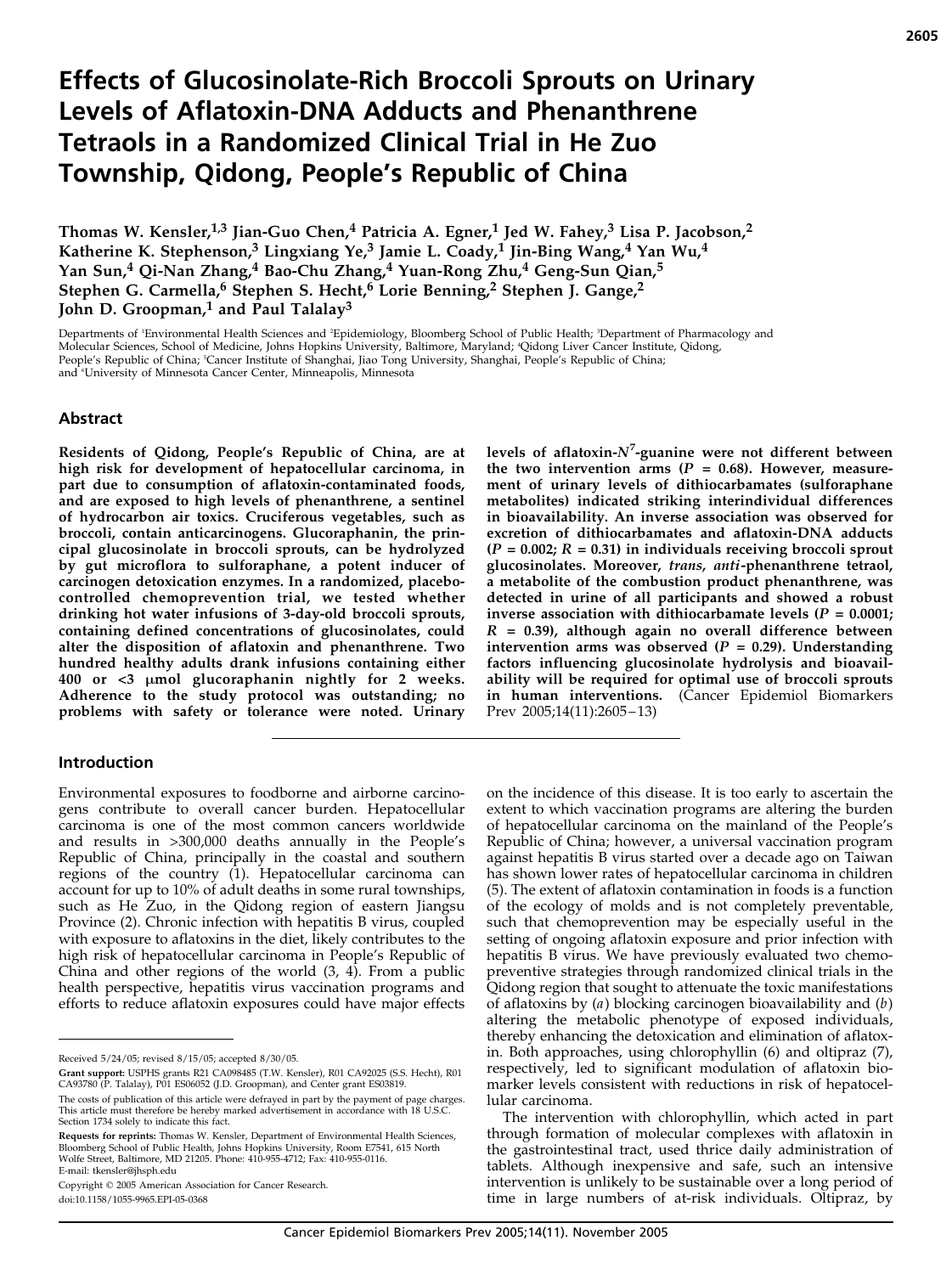# Effects of Glucosinolate-Rich Broccoli Sprouts on Urinary Levels of Aflatoxin-DNA Adducts and Phenanthrene Tetraols in a Randomized Clinical Trial in He Zuo Township, Qidong, People's Republic of China

**Thomas W. Kensler,[1,3] Jian-Guo Chen,[4] Patricia A. Egner,[1] Jed W. Fahey,[3] Lisa P. Jacobson,[2] Katherine K. Stephenson,[3] Lingxiang Ye,[3] Jamie L. Coady,[1] Jin-Bing Wang,[4] Yan Wu,[4] Yan Sun,[4] Qi-Nan Zhang,[4] Bao-Chu Zhang,[4] Yuan-Rong Zhu,[4] Geng-Sun Qian,[5] Stephen G. Carmella,[6] Stephen S. Hecht,[6] Lorie Benning,[2] Stephen J. Gange,[2] John D. Groopman,[1] and Paul Talalay[3]**

Departments of [1]Environmental Health Sciences and [2]Epidemiology, Bloomberg School of Public Health; [3]Department of Pharmacology and Molecular Sciences, School of Medicine, Johns Hopkins University, Baltimore, Maryland; [4]Qidong Liver Cancer Institute, Qidong, People's Republic of China; [5]Cancer Institute of Shanghai, Jiao Tong University, Shanghai, People's Republic of China; and [6]University of Minnesota Cancer Center, Minneapolis, Minnesota

## Abstract

**Residents of Qidong, People's Republic of China, are at high risk for development of hepatocellular carcinoma, in part due to consumption of aflatoxin-contaminated foods, and are exposed to high levels of phenanthrene, a sentinel of hydrocarbon air toxics. Cruciferous vegetables, such as broccoli, contain anticarcinogens. Glucoraphanin, the principal glucosinolate in broccoli sprouts, can be hydrolyzed by gut microflora to sulforaphane, a potent inducer of carcinogen detoxication enzymes. In a randomized, placebo-controlled chemoprevention trial, we tested whether drinking hot water infusions of 3-day-old broccoli sprouts, containing defined concentrations of glucosinolates, could alter the disposition of aflatoxin and phenanthrene. Two hundred healthy adults drank infusions containing either 400 or <3 μmol glucoraphanin nightly for 2 weeks. Adherence to the study protocol was outstanding; no problems with safety or tolerance were noted. Urinary levels of aflatoxin-$N^7$-guanine were not different between the two intervention arms ($P$ = 0.68). However, measurement of urinary levels of dithiocarbamates (sulforaphane metabolites) indicated striking interindividual differences in bioavailability. An inverse association was observed for excretion of dithiocarbamates and aflatoxin-DNA adducts ($P$ = 0.002; $R$ = 0.31) in individuals receiving broccoli sprout glucosinolates. Moreover, *trans, anti*-phenanthrene tetraol, a metabolite of the combustion product phenanthrene, was detected in urine of all participants and showed a robust inverse association with dithiocarbamate levels ($P$ = 0.0001; $R$ = 0.39), although again no overall difference between intervention arms was observed ($P$ = 0.29). Understanding factors influencing glucosinolate hydrolysis and bioavailability will be required for optimal use of broccoli sprouts in human interventions.** (Cancer Epidemiol Biomarkers Prev 2005;14(11):2605–13)

## Introduction

Environmental exposures to foodborne and airborne carcinogens contribute to overall cancer burden. Hepatocellular carcinoma is one of the most common cancers worldwide and results in >300,000 deaths annually in the People's Republic of China, principally in the coastal and southern regions of the country (1). Hepatocellular carcinoma can account for up to 10% of adult deaths in some rural townships, such as He Zuo, in the Qidong region of eastern Jiangsu Province (2). Chronic infection with hepatitis B virus, coupled with exposure to aflatoxins in the diet, likely contributes to the high risk of hepatocellular carcinoma in People's Republic of China and other regions of the world (3, 4). From a public health perspective, hepatitis virus vaccination programs and efforts to reduce aflatoxin exposures could have major effects on the incidence of this disease. It is too early to ascertain the extent to which vaccination programs are altering the burden of hepatocellular carcinoma on the mainland of the People's Republic of China; however, a universal vaccination program against hepatitis B virus started over a decade ago on Taiwan has shown lower rates of hepatocellular carcinoma in children (5). The extent of aflatoxin contamination in foods is a function of the ecology of molds and is not completely preventable, such that chemoprevention may be especially useful in the setting of ongoing aflatoxin exposure and prior infection with hepatitis B virus. We have previously evaluated two chemopreventive strategies through randomized clinical trials in the Qidong region that sought to attenuate the toxic manifestations of aflatoxins by (*a*) blocking carcinogen bioavailability and (*b*) altering the metabolic phenotype of exposed individuals, thereby enhancing the detoxication and elimination of aflatoxin. Both approaches, using chlorophyllin (6) and oltipraz (7), respectively, led to significant modulation of aflatoxin biomarker levels consistent with reductions in risk of hepatocellular carcinoma.

The intervention with chlorophyllin, which acted in part through formation of molecular complexes with aflatoxin in the gastrointestinal tract, used thrice daily administration of tablets. Although inexpensive and safe, such an intensive intervention is unlikely to be sustainable over a long period of time in large numbers of at-risk individuals. Oltipraz, by

---

Received 5/24/05; revised 8/15/05; accepted 8/30/05.

**Grant support:** USPHS grants R21 CA098485 (T.W. Kensler), R01 CA92025 (S.S. Hecht), R01 CA93780 (P. Talalay), P01 ES06052 (J.D. Groopman), and Center grant ES03819.

The costs of publication of this article were defrayed in part by the payment of page charges. This article must therefore be hereby marked advertisement in accordance with 18 U.S.C. Section 1734 solely to indicate this fact.

**Requests for reprints:** Thomas W. Kensler, Department of Environmental Health Sciences, Bloomberg School of Public Health, Johns Hopkins University, Room E7541, 615 North Wolfe Street, Baltimore, MD 21205. Phone: 410-955-4712; Fax: 410-955-0116. E-mail: tkensler@jhsph.edu

Copyright © 2005 American Association for Cancer Research.

doi:10.1158/1055-9965.EPI-05-0368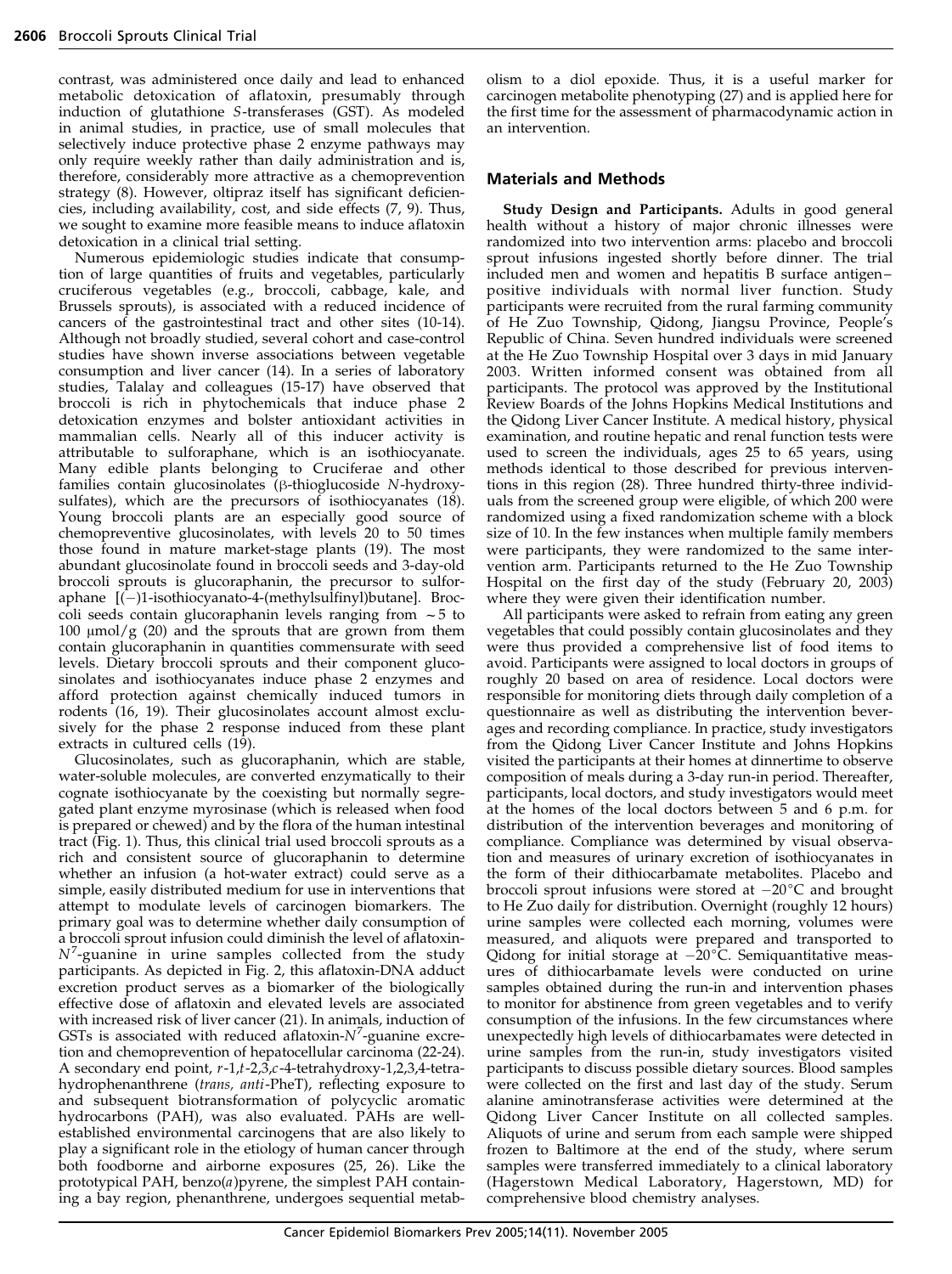contrast, was administered once daily and lead to enhanced metabolic detoxication of aflatoxin, presumably through induction of glutathione *S*-transferases (GST). As modeled in animal studies, in practice, use of small molecules that selectively induce protective phase 2 enzyme pathways may only require weekly rather than daily administration and is, therefore, considerably more attractive as a chemoprevention strategy (8). However, oltipraz itself has significant deficiencies, including availability, cost, and side effects (7, 9). Thus, we sought to examine more feasible means to induce aflatoxin detoxication in a clinical trial setting.

Numerous epidemiologic studies indicate that consumption of large quantities of fruits and vegetables, particularly cruciferous vegetables (e.g., broccoli, cabbage, kale, and Brussels sprouts), is associated with a reduced incidence of cancers of the gastrointestinal tract and other sites (10-14). Although not broadly studied, several cohort and case-control studies have shown inverse associations between vegetable consumption and liver cancer (14). In a series of laboratory studies, Talalay and colleagues (15-17) have observed that broccoli is rich in phytochemicals that induce phase 2 detoxication enzymes and bolster antioxidant activities in mammalian cells. Nearly all of this inducer activity is attributable to sulforaphane, which is an isothiocyanate. Many edible plants belonging to Cruciferae and other families contain glucosinolates (β-thioglucoside *N*-hydroxysulfates), which are the precursors of isothiocyanates (18). Young broccoli plants are an especially good source of chemopreventive glucosinolates, with levels 20 to 50 times those found in mature market-stage plants (19). The most abundant glucosinolate found in broccoli seeds and 3-day-old broccoli sprouts is glucoraphanin, the precursor to sulforaphane [(−)1-isothiocyanato-4-(methylsulfinyl)butane]. Broccoli seeds contain glucoraphanin levels ranging from ~5 to 100 μmol/g (20) and the sprouts that are grown from them contain glucoraphanin in quantities commensurate with seed levels. Dietary broccoli sprouts and their component glucosinolates and isothiocyanates induce phase 2 enzymes and afford protection against chemically induced tumors in rodents (16, 19). Their glucosinolates account almost exclusively for the phase 2 response induced from these plant extracts in cultured cells (19).

Glucosinolates, such as glucoraphanin, which are stable, water-soluble molecules, are converted enzymatically to their cognate isothiocyanate by the coexisting but normally segregated plant enzyme myrosinase (which is released when food is prepared or chewed) and by the flora of the human intestinal tract (Fig. 1). Thus, this clinical trial used broccoli sprouts as a rich and consistent source of glucoraphanin to determine whether an infusion (a hot-water extract) could serve as a simple, easily distributed medium for use in interventions that attempt to modulate levels of carcinogen biomarkers. The primary goal was to determine whether daily consumption of a broccoli sprout infusion could diminish the level of aflatoxin-$N^7$-guanine in urine samples collected from the study participants. As depicted in Fig. 2, this aflatoxin-DNA adduct excretion product serves as a biomarker of the biologically effective dose of aflatoxin and elevated levels are associated with increased risk of liver cancer (21). In animals, induction of GSTs is associated with reduced aflatoxin-$N^7$-guanine excretion and chemoprevention of hepatocellular carcinoma (22-24). A secondary end point, *r*-1,*t*-2,3,*c*-4-tetrahydroxy-1,2,3,4-tetrahydrophenanthrene (*trans, anti*-PheT), reflecting exposure to and subsequent biotransformation of polycyclic aromatic hydrocarbons (PAH), was also evaluated. PAHs are well-established environmental carcinogens that are also likely to play a significant role in the etiology of human cancer through both foodborne and airborne exposures (25, 26). Like the prototypical PAH, benzo(*a*)pyrene, the simplest PAH containing a bay region, phenanthrene, undergoes sequential metabolism to a diol epoxide. Thus, it is a useful marker for carcinogen metabolite phenotyping (27) and is applied here for the first time for the assessment of pharmacodynamic action in an intervention.

## Materials and Methods

**Study Design and Participants.** Adults in good general health without a history of major chronic illnesses were randomized into two intervention arms: placebo and broccoli sprout infusions ingested shortly before dinner. The trial included men and women and hepatitis B surface antigen–positive individuals with normal liver function. Study participants were recruited from the rural farming community of He Zuo Township, Qidong, Jiangsu Province, People's Republic of China. Seven hundred individuals were screened at the He Zuo Township Hospital over 3 days in mid January 2003. Written informed consent was obtained from all participants. The protocol was approved by the Institutional Review Boards of the Johns Hopkins Medical Institutions and the Qidong Liver Cancer Institute. A medical history, physical examination, and routine hepatic and renal function tests were used to screen the individuals, ages 25 to 65 years, using methods identical to those described for previous interventions in this region (28). Three hundred thirty-three individuals from the screened group were eligible, of which 200 were randomized using a fixed randomization scheme with a block size of 10. In the few instances when multiple family members were participants, they were randomized to the same intervention arm. Participants returned to the He Zuo Township Hospital on the first day of the study (February 20, 2003) where they were given their identification number.

All participants were asked to refrain from eating any green vegetables that could possibly contain glucosinolates and they were thus provided a comprehensive list of food items to avoid. Participants were assigned to local doctors in groups of roughly 20 based on area of residence. Local doctors were responsible for monitoring diets through daily completion of a questionnaire as well as distributing the intervention beverages and recording compliance. In practice, study investigators from the Qidong Liver Cancer Institute and Johns Hopkins visited the participants at their homes at dinnertime to observe composition of meals during a 3-day run-in period. Thereafter, participants, local doctors, and study investigators would meet at the homes of the local doctors between 5 and 6 p.m. for distribution of the intervention beverages and monitoring of compliance. Compliance was determined by visual observation and measures of urinary excretion of isothiocyanates in the form of their dithiocarbamate metabolites. Placebo and broccoli sprout infusions were stored at −20°C and brought to He Zuo daily for distribution. Overnight (roughly 12 hours) urine samples were collected each morning, volumes were measured, and aliquots were prepared and transported to Qidong for initial storage at −20°C. Semiquantitative measures of dithiocarbamate levels were conducted on urine samples obtained during the run-in and intervention phases to monitor for abstinence from green vegetables and to verify consumption of the infusions. In the few circumstances where unexpectedly high levels of dithiocarbamates were detected in urine samples from the run-in, study investigators visited participants to discuss possible dietary sources. Blood samples were collected on the first and last day of the study. Serum alanine aminotransferase activities were determined at the Qidong Liver Cancer Institute on all collected samples. Aliquots of urine and serum from each sample were shipped frozen to Baltimore at the end of the study, where serum samples were transferred immediately to a clinical laboratory (Hagerstown Medical Laboratory, Hagerstown, MD) for comprehensive blood chemistry analyses.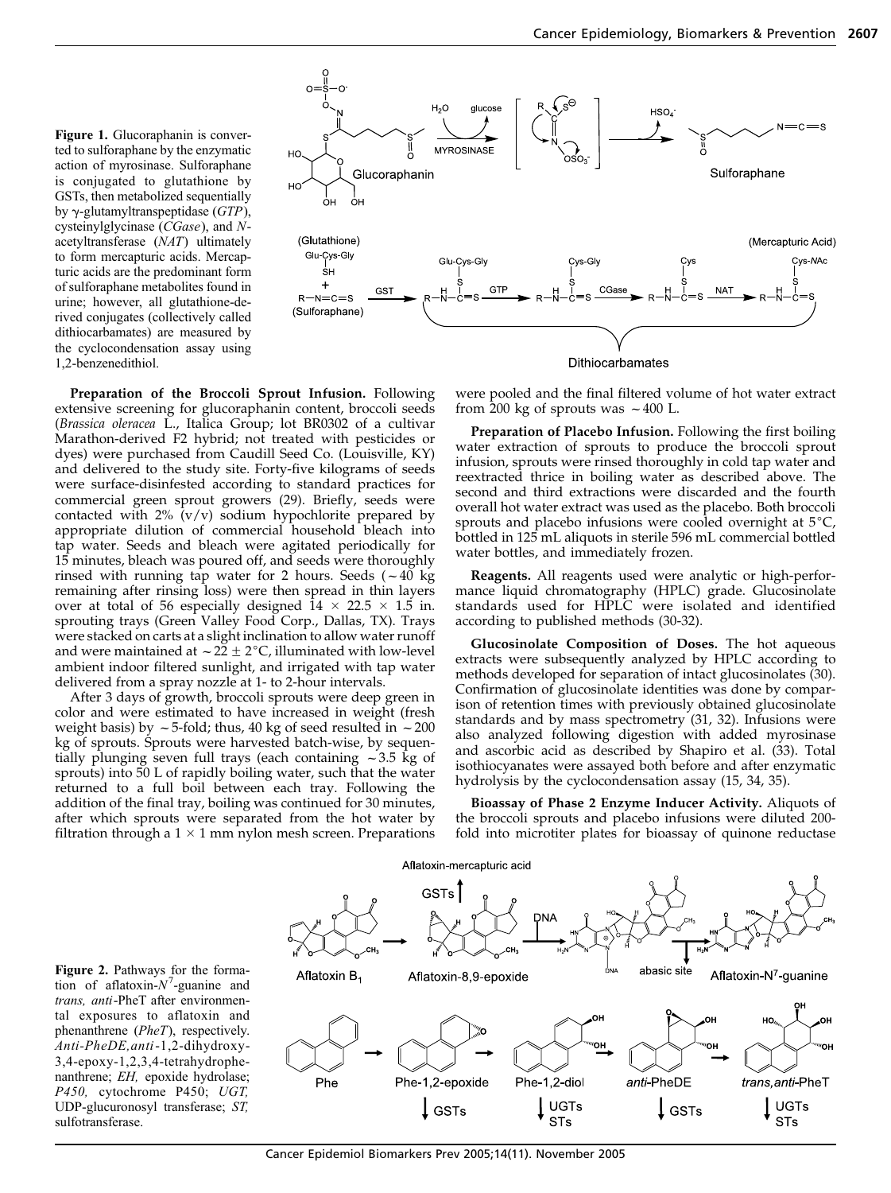**Figure 1.** Glucoraphanin is converted to sulforaphane by the enzymatic action of myrosinase. Sulforaphane is conjugated to glutathione by GSTs, then metabolized sequentially by γ-glutamyltranspeptidase (*GTP*), cysteinylglycinase (*CGase*), and *N*-acetyltransferase (*NAT*) ultimately to form mercapturic acids. Mercapturic acids are the predominant form of sulforaphane metabolites found in urine; however, all glutathione-derived conjugates (collectively called dithiocarbamates) are measured by the cyclocondensation assay using 1,2-benzenedithiol.

**Preparation of the Broccoli Sprout Infusion.** Following extensive screening for glucoraphanin content, broccoli seeds (*Brassica oleracea* L., Italica Group; lot BR0302 of a cultivar Marathon-derived F2 hybrid; not treated with pesticides or dyes) were purchased from Caudill Seed Co. (Louisville, KY) and delivered to the study site. Forty-five kilograms of seeds were surface-disinfested according to standard practices for commercial green sprout growers (29). Briefly, seeds were contacted with 2% (v/v) sodium hypochlorite prepared by appropriate dilution of commercial household bleach into tap water. Seeds and bleach were agitated periodically for 15 minutes, bleach was poured off, and seeds were thoroughly rinsed with running tap water for 2 hours. Seeds (~40 kg remaining after rinsing loss) were then spread in thin layers over at total of 56 especially designed $14 \times 22.5 \times 1.5$ in. sprouting trays (Green Valley Food Corp., Dallas, TX). Trays were stacked on carts at a slight inclination to allow water runoff and were maintained at $\sim 22 \pm 2°C$, illuminated with low-level ambient indoor filtered sunlight, and irrigated with tap water delivered from a spray nozzle at 1- to 2-hour intervals.

After 3 days of growth, broccoli sprouts were deep green in color and were estimated to have increased in weight (fresh weight basis) by ~5-fold; thus, 40 kg of seed resulted in ~200 kg of sprouts. Sprouts were harvested batch-wise, by sequentially plunging seven full trays (each containing ~3.5 kg of sprouts) into 50 L of rapidly boiling water, such that the water returned to a full boil between each tray. Following the addition of the final tray, boiling was continued for 30 minutes, after which sprouts were separated from the hot water by filtration through a $1 \times 1$ mm nylon mesh screen. Preparations were pooled and the final filtered volume of hot water extract from 200 kg of sprouts was ~400 L.

**Preparation of Placebo Infusion.** Following the first boiling water extraction of sprouts to produce the broccoli sprout infusion, sprouts were rinsed thoroughly in cold tap water and reextracted thrice in boiling water as described above. The second and third extractions were discarded and the fourth overall hot water extract was used as the placebo. Both broccoli sprouts and placebo infusions were cooled overnight at 5°C, bottled in 125 mL aliquots in sterile 596 mL commercial bottled water bottles, and immediately frozen.

**Reagents.** All reagents used were analytic or high-performance liquid chromatography (HPLC) grade. Glucosinolate standards used for HPLC were isolated and identified according to published methods (30-32).

**Glucosinolate Composition of Doses.** The hot aqueous extracts were subsequently analyzed by HPLC according to methods developed for separation of intact glucosinolates (30). Confirmation of glucosinolate identities was done by comparison of retention times with previously obtained glucosinolate standards and by mass spectrometry (31, 32). Infusions were also analyzed following digestion with added myrosinase and ascorbic acid as described by Shapiro et al. (33). Total isothiocyanates were assayed both before and after enzymatic hydrolysis by the cyclocondensation assay (15, 34, 35).

**Bioassay of Phase 2 Enzyme Inducer Activity.** Aliquots of the broccoli sprouts and placebo infusions were diluted 200-fold into microtiter plates for bioassay of quinone reductase

**Figure 2.** Pathways for the formation of aflatoxin-$N^7$-guanine and *trans, anti*-PheT after environmental exposures to aflatoxin and phenanthrene (*PheT*), respectively. *Anti-PheDE,anti*-1,2-dihydroxy-3,4-epoxy-1,2,3,4-tetrahydrophenanthrene; *EH,* epoxide hydrolase; *P450,* cytochrome P450; *UGT,* UDP-glucuronosyl transferase; *ST,* sulfotransferase.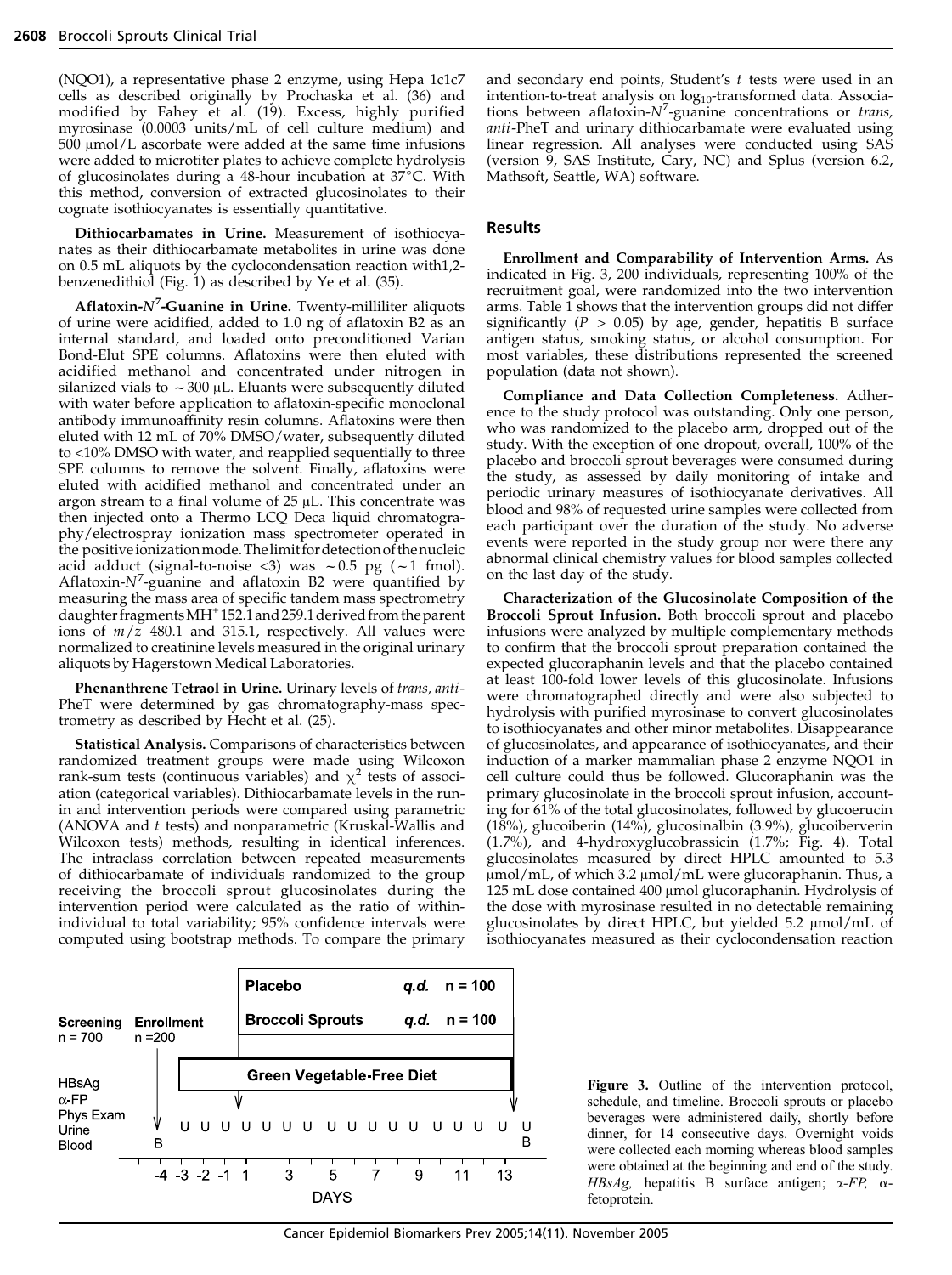(NQO1), a representative phase 2 enzyme, using Hepa 1c1c7 cells as described originally by Prochaska et al. (36) and modified by Fahey et al. (19). Excess, highly purified myrosinase (0.0003 units/mL of cell culture medium) and 500 μmol/L ascorbate were added at the same time infusions were added to microtiter plates to achieve complete hydrolysis of glucosinolates during a 48-hour incubation at 37°C. With this method, conversion of extracted glucosinolates to their cognate isothiocyanates is essentially quantitative.

**Dithiocarbamates in Urine.** Measurement of isothiocyanates as their dithiocarbamate metabolites in urine was done on 0.5 mL aliquots by the cyclocondensation reaction with1,2-benzenedithiol (Fig. 1) as described by Ye et al. (35).

**Aflatoxin-$N^7$-Guanine in Urine.** Twenty-milliliter aliquots of urine were acidified, added to 1.0 ng of aflatoxin B2 as an internal standard, and loaded onto preconditioned Varian Bond-Elut SPE columns. Aflatoxins were then eluted with acidified methanol and concentrated under nitrogen in silanized vials to ~300 μL. Eluants were subsequently diluted with water before application to aflatoxin-specific monoclonal antibody immunoaffinity resin columns. Aflatoxins were then eluted with 12 mL of 70% DMSO/water, subsequently diluted to <10% DMSO with water, and reapplied sequentially to three SPE columns to remove the solvent. Finally, aflatoxins were eluted with acidified methanol and concentrated under an argon stream to a final volume of 25 μL. This concentrate was then injected onto a Thermo LCQ Deca liquid chromatography/electrospray ionization mass spectrometer operated in the positive ionization mode. The limit for detection of the nucleic acid adduct (signal-to-noise <3) was ~0.5 pg (~1 fmol). Aflatoxin-$N^7$-guanine and aflatoxin B2 were quantified by measuring the mass area of specific tandem mass spectrometry daughter fragments $MH^+$ 152.1 and 259.1 derived from the parent ions of $m/z$ 480.1 and 315.1, respectively. All values were normalized to creatinine levels measured in the original urinary aliquots by Hagerstown Medical Laboratories.

**Phenanthrene Tetraol in Urine.** Urinary levels of *trans, anti*-PheT were determined by gas chromatography-mass spectrometry as described by Hecht et al. (25).

**Statistical Analysis.** Comparisons of characteristics between randomized treatment groups were made using Wilcoxon rank-sum tests (continuous variables) and $\chi^2$ tests of association (categorical variables). Dithiocarbamate levels in the run-in and intervention periods were compared using parametric (ANOVA and *t* tests) and nonparametric (Kruskal-Wallis and Wilcoxon tests) methods, resulting in identical inferences. The intraclass correlation between repeated measurements of dithiocarbamate of individuals randomized to the group receiving the broccoli sprout glucosinolates during the intervention period were calculated as the ratio of within-individual to total variability; 95% confidence intervals were computed using bootstrap methods. To compare the primary and secondary end points, Student's *t* tests were used in an intention-to-treat analysis on $\log_{10}$-transformed data. Associations between aflatoxin-$N^7$-guanine concentrations or *trans, anti*-PheT and urinary dithiocarbamate were evaluated using linear regression. All analyses were conducted using SAS (version 9, SAS Institute, Cary, NC) and Splus (version 6.2, Mathsoft, Seattle, WA) software.

## Results

**Enrollment and Comparability of Intervention Arms.** As indicated in Fig. 3, 200 individuals, representing 100% of the recruitment goal, were randomized into the two intervention arms. Table 1 shows that the intervention groups did not differ significantly ($P > 0.05$) by age, gender, hepatitis B surface antigen status, smoking status, or alcohol consumption. For most variables, these distributions represented the screened population (data not shown).

**Compliance and Data Collection Completeness.** Adherence to the study protocol was outstanding. Only one person, who was randomized to the placebo arm, dropped out of the study. With the exception of one dropout, overall, 100% of the placebo and broccoli sprout beverages were consumed during the study, as assessed by daily monitoring of intake and periodic urinary measures of isothiocyanate derivatives. All blood and 98% of requested urine samples were collected from each participant over the duration of the study. No adverse events were reported in the study group nor were there any abnormal clinical chemistry values for blood samples collected on the last day of the study.

**Characterization of the Glucosinolate Composition of the Broccoli Sprout Infusion.** Both broccoli sprout and placebo infusions were analyzed by multiple complementary methods to confirm that the broccoli sprout preparation contained the expected glucoraphanin levels and that the placebo contained at least 100-fold lower levels of this glucosinolate. Infusions were chromatographed directly and were also subjected to hydrolysis with purified myrosinase to convert glucosinolates to isothiocyanates and other minor metabolites. Disappearance of glucosinolates, and appearance of isothiocyanates, and their induction of a marker mammalian phase 2 enzyme NQO1 in cell culture could thus be followed. Glucoraphanin was the primary glucosinolate in the broccoli sprout infusion, accounting for 61% of the total glucosinolates, followed by glucoerucin (18%), glucoiberin (14%), glucosinalbin (3.9%), glucoiberverin (1.7%), and 4-hydroxyglucobrassicin (1.7%; Fig. 4). Total glucosinolates measured by direct HPLC amounted to 5.3 μmol/mL, of which 3.2 μmol/mL were glucoraphanin. Thus, a 125 mL dose contained 400 μmol glucoraphanin. Hydrolysis of the dose with myrosinase resulted in no detectable remaining glucosinolates by direct HPLC, but yielded 5.2 μmol/mL of isothiocyanates measured as their cyclocondensation reaction

| | Screening $n = 700$ | Enrollment $n = 200$ | Placebo *q.d.* $n = 100$ / Broccoli Sprouts *q.d.* $n = 100$ |
|---|---|---|---|
| | HBsAg, α-FP, Phys Exam, Urine, Blood | B | Green Vegetable-Free Diet; U (daily), B (end) |
| DAYS | | -4 -3 -2 -1 | 1 3 5 7 9 11 13 |

**Figure 3.** Outline of the intervention protocol, schedule, and timeline. Broccoli sprouts or placebo beverages were administered daily, shortly before dinner, for 14 consecutive days. Overnight voids were collected each morning whereas blood samples were obtained at the beginning and end of the study. *HBsAg,* hepatitis B surface antigen; *α-FP,* α-fetoprotein.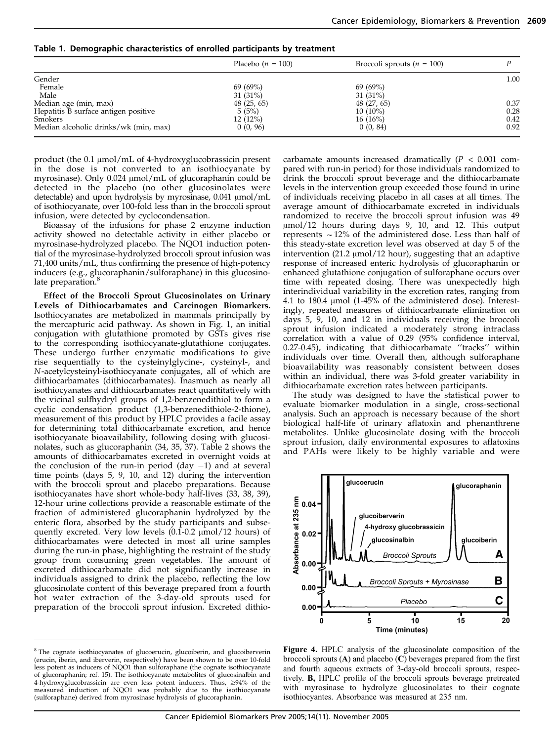**Table 1. Demographic characteristics of enrolled participants by treatment**

| | Placebo ($n$ = 100) | Broccoli sprouts ($n$ = 100) | $P$ |
|---|---|---|---|
| Gender | | | 1.00 |
| Female | 69 (69%) | 69 (69%) | |
| Male | 31 (31%) | 31 (31%) | |
| Median age (min, max) | 48 (25, 65) | 48 (27, 65) | 0.37 |
| Hepatitis B surface antigen positive | 5 (5%) | 10 (10%) | 0.28 |
| Smokers | 12 (12%) | 16 (16%) | 0.42 |
| Median alcoholic drinks/wk (min, max) | 0 (0, 96) | 0 (0, 84) | 0.92 |

product (the 0.1 μmol/mL of 4-hydroxyglucobrassicin present in the dose is not converted to an isothiocyanate by myrosinase). Only 0.024 μmol/mL of glucoraphanin could be detected in the placebo (no other glucosinolates were detectable) and upon hydrolysis by myrosinase, 0.041 μmol/mL of isothiocyanate, over 100-fold less than in the broccoli sprout infusion, were detected by cyclocondensation.

Bioassay of the infusions for phase 2 enzyme induction activity showed no detectable activity in either placebo or myrosinase-hydrolyzed placebo. The NQO1 induction potential of the myrosinase-hydrolyzed broccoli sprout infusion was 71,400 units/mL, thus confirming the presence of high-potency inducers (e.g., glucoraphanin/sulforaphane) in this glucosinolate preparation.[8]

**Effect of the Broccoli Sprout Glucosinolates on Urinary Levels of Dithiocarbamates and Carcinogen Biomarkers.** Isothiocyanates are metabolized in mammals principally by the mercapturic acid pathway. As shown in Fig. 1, an initial conjugation with glutathione promoted by GSTs gives rise to the corresponding isothiocyanate-glutathione conjugates. These undergo further enzymatic modifications to give rise sequentially to the cysteinylglycine-, cysteinyl-, and $N$-acetylcysteinyl-isothiocyanate conjugates, all of which are dithiocarbamates (dithiocarbamates). Inasmuch as nearly all isothiocyanates and dithiocarbamates react quantitatively with the vicinal sulfhydryl groups of 1,2-benzenedithiol to form a cyclic condensation product (1,3-benzenedithiole-2-thione), measurement of this product by HPLC provides a facile assay for determining total dithiocarbamate excretion, and hence isothiocyanate bioavailability, following dosing with glucosinolates, such as glucoraphanin (34, 35, 37). Table 2 shows the amounts of dithiocarbamates excreted in overnight voids at the conclusion of the run-in period (day −1) and at several time points (days 5, 9, 10, and 12) during the intervention with the broccoli sprout and placebo preparations. Because isothiocyanates have short whole-body half-lives (33, 38, 39), 12-hour urine collections provide a reasonable estimate of the fraction of administered glucoraphanin hydrolyzed by the enteric flora, absorbed by the study participants and subsequently excreted. Very low levels (0.1-0.2 μmol/12 hours) of dithiocarbamates were detected in most all urine samples during the run-in phase, highlighting the restraint of the study group from consuming green vegetables. The amount of excreted dithiocarbamate did not significantly increase in individuals assigned to drink the placebo, reflecting the low glucosinolate content of this beverage prepared from a fourth hot water extraction of the 3-day-old sprouts used for preparation of the broccoli sprout infusion. Excreted dithiocarbamate amounts increased dramatically ($P$ < 0.001 compared with run-in period) for those individuals randomized to drink the broccoli sprout beverage and the dithiocarbamate levels in the intervention group exceeded those found in urine of individuals receiving placebo in all cases at all times. The average amount of dithiocarbamate excreted in individuals randomized to receive the broccoli sprout infusion was 49 μmol/12 hours during days 9, 10, and 12. This output represents ~12% of the administered dose. Less than half of this steady-state excretion level was observed at day 5 of the intervention (21.2 μmol/12 hour), suggesting that an adaptive response of increased enteric hydrolysis of glucoraphanin or enhanced glutathione conjugation of sulforaphane occurs over time with repeated dosing. There was unexpectedly high interindividual variability in the excretion rates, ranging from 4.1 to 180.4 μmol (1-45% of the administered dose). Interestingly, repeated measures of dithiocarbamate elimination on days 5, 9, 10, and 12 in individuals receiving the broccoli sprout infusion indicated a moderately strong intraclass correlation with a value of 0.29 (95% confidence interval, 0.27-0.45), indicating that dithiocarbamate "tracks" within individuals over time. Overall then, although sulforaphane bioavailability was reasonably consistent between doses within an individual, there was 3-fold greater variability in dithiocarbamate excretion rates between participants.

The study was designed to have the statistical power to evaluate biomarker modulation in a single, cross-sectional analysis. Such an approach is necessary because of the short biological half-life of urinary aflatoxin and phenanthrene metabolites. Unlike glucosinolate dosing with the broccoli sprout infusion, daily environmental exposures to aflatoxins and PAHs were likely to be highly variable and were

**Figure 4.** HPLC analysis of the glucosinolate composition of the broccoli sprouts (**A**) and placebo (**C**) beverages prepared from the first and fourth aqueous extracts of 3-day-old broccoli sprouts, respectively. **B,** HPLC profile of the broccoli sprouts beverage pretreated with myrosinase to hydrolyze glucosinolates to their cognate isothiocyantes. Absorbance was measured at 235 nm.

[8] The cognate isothiocyanates of glucoerucin, glucoiberin, and glucoiberverin (erucin, iberin, and iberverin, respectively) have been shown to be over 10-fold less potent as inducers of NQO1 than sulforaphane (the cognate isothiocyanate of glucoraphanin; ref. 15). The isothiocyanate metabolites of glucosinalbin and 4-hydroxyglucobrassicin are even less potent inducers. Thus, ≥94% of the measured induction of NQO1 was probably due to the isothiocyanate (sulforaphane) derived from myrosinase hydrolysis of glucoraphanin.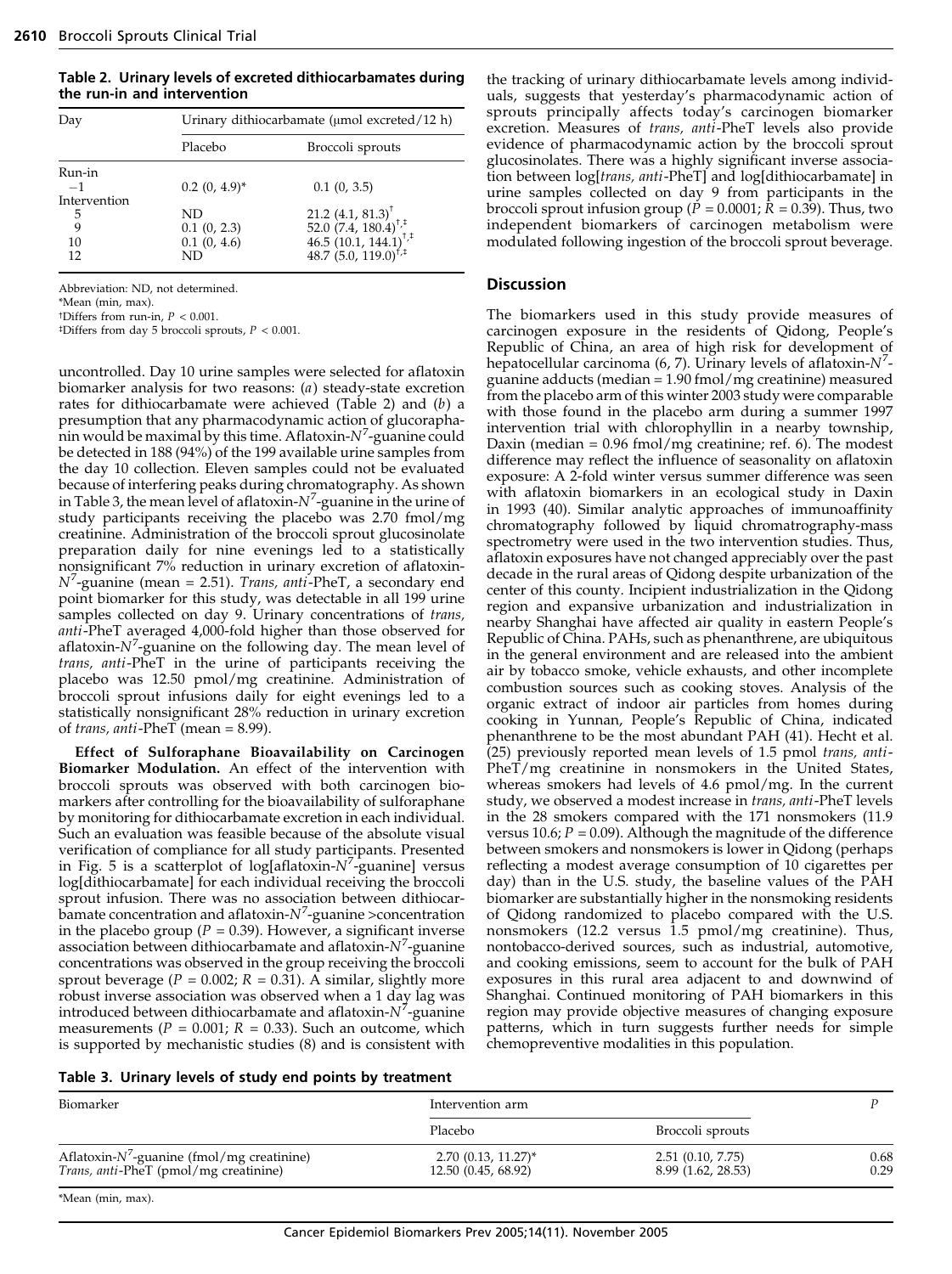**Table 2. Urinary levels of excreted dithiocarbamates during the run-in and intervention**

| Day | Urinary dithiocarbamate (μmol excreted/12 h) | |
|---|---|---|
| | Placebo | Broccoli sprouts |
| Run-in | | |
| −1 | 0.2 (0, 4.9)* | 0.1 (0, 3.5) |
| Intervention | | |
| 5 | ND | 21.2 (4.1, 81.3)[†] |
| 9 | 0.1 (0, 2.3) | 52.0 (7.4, 180.4)[†,‡] |
| 10 | 0.1 (0, 4.6) | 46.5 (10.1, 144.1)[†,‡] |
| 12 | ND | 48.7 (5.0, 119.0)[†,‡] |

Abbreviation: ND, not determined.

*Mean (min, max).

†Differs from run-in, $P < 0.001$.

‡Differs from day 5 broccoli sprouts, $P < 0.001$.

uncontrolled. Day 10 urine samples were selected for aflatoxin biomarker analysis for two reasons: (*a*) steady-state excretion rates for dithiocarbamate were achieved (Table 2) and (*b*) a presumption that any pharmacodynamic action of glucoraphanin would be maximal by this time. Aflatoxin-$N^7$-guanine could be detected in 188 (94%) of the 199 available urine samples from the day 10 collection. Eleven samples could not be evaluated because of interfering peaks during chromatography. As shown in Table 3, the mean level of aflatoxin-$N^7$-guanine in the urine of study participants receiving the placebo was 2.70 fmol/mg creatinine. Administration of the broccoli sprout glucosinolate preparation daily for nine evenings led to a statistically nonsignificant 7% reduction in urinary excretion of aflatoxin-$N^7$-guanine (mean = 2.51). *Trans, anti*-PheT, a secondary end point biomarker for this study, was detectable in all 199 urine samples collected on day 9. Urinary concentrations of *trans, anti*-PheT averaged 4,000-fold higher than those observed for aflatoxin-$N^7$-guanine on the following day. The mean level of *trans, anti*-PheT in the urine of participants receiving the placebo was 12.50 pmol/mg creatinine. Administration of broccoli sprout infusions daily for eight evenings led to a statistically nonsignificant 28% reduction in urinary excretion of *trans, anti*-PheT (mean = 8.99).

**Effect of Sulforaphane Bioavailability on Carcinogen Biomarker Modulation.** An effect of the intervention with broccoli sprouts was observed with both carcinogen biomarkers after controlling for the bioavailability of sulforaphane by monitoring for dithiocarbamate excretion in each individual. Such an evaluation was feasible because of the absolute visual verification of compliance for all study participants. Presented in Fig. 5 is a scatterplot of log[aflatoxin-$N^7$-guanine] versus log[dithiocarbamate] for each individual receiving the broccoli sprout infusion. There was no association between dithiocarbamate concentration and aflatoxin-$N^7$-guanine >concentration in the placebo group ($P = 0.39$). However, a significant inverse association between dithiocarbamate and aflatoxin-$N^7$-guanine concentrations was observed in the group receiving the broccoli sprout beverage ($P = 0.002$; $R = 0.31$). A similar, slightly more robust inverse association was observed when a 1 day lag was introduced between dithiocarbamate and aflatoxin-$N^7$-guanine measurements ($P = 0.001$; $R = 0.33$). Such an outcome, which is supported by mechanistic studies (8) and is consistent with the tracking of urinary dithiocarbamate levels among individuals, suggests that yesterday's pharmacodynamic action of sprouts principally affects today's carcinogen biomarker excretion. Measures of *trans, anti*-PheT levels also provide evidence of pharmacodynamic action by the broccoli sprout glucosinolates. There was a highly significant inverse association between log[*trans, anti*-PheT] and log[dithiocarbamate] in urine samples collected on day 9 from participants in the broccoli sprout infusion group ($P = 0.0001$; $R = 0.39$). Thus, two independent biomarkers of carcinogen metabolism were modulated following ingestion of the broccoli sprout beverage.

## Discussion

The biomarkers used in this study provide measures of carcinogen exposure in the residents of Qidong, People's Republic of China, an area of high risk for development of hepatocellular carcinoma (6, 7). Urinary levels of aflatoxin-$N^7$-guanine adducts (median = 1.90 fmol/mg creatinine) measured from the placebo arm of this winter 2003 study were comparable with those found in the placebo arm during a summer 1997 intervention trial with chlorophyllin in a nearby township, Daxin (median = 0.96 fmol/mg creatinine; ref. 6). The modest difference may reflect the influence of seasonality on aflatoxin exposure: A 2-fold winter versus summer difference was seen with aflatoxin biomarkers in an ecological study in Daxin in 1993 (40). Similar analytic approaches of immunoaffinity chromatography followed by liquid chromatography-mass spectrometry were used in the two intervention studies. Thus, aflatoxin exposures have not changed appreciably over the past decade in the rural areas of Qidong despite urbanization of the center of this county. Incipient industrialization in the Qidong region and expansive urbanization and industrialization in nearby Shanghai have affected air quality in eastern People's Republic of China. PAHs, such as phenanthrene, are ubiquitous in the general environment and are released into the ambient air by tobacco smoke, vehicle exhausts, and other incomplete combustion sources such as cooking stoves. Analysis of the organic extract of indoor air particles from homes during cooking in Yunnan, People's Republic of China, indicated phenanthrene to be the most abundant PAH (41). Hecht et al. (25) previously reported mean levels of 1.5 pmol *trans, anti*-PheT/mg creatinine in nonsmokers in the United States, whereas smokers had levels of 4.6 pmol/mg. In the current study, we observed a modest increase in *trans, anti*-PheT levels in the 28 smokers compared with the 171 nonsmokers (11.9 versus 10.6; $P = 0.09$). Although the magnitude of the difference between smokers and nonsmokers is lower in Qidong (perhaps reflecting a modest average consumption of 10 cigarettes per day) than in the U.S. study, the baseline values of the PAH biomarker are substantially higher in the nonsmoking residents of Qidong randomized to placebo compared with the U.S. nonsmokers (12.2 versus 1.5 pmol/mg creatinine). Thus, nontobacco-derived sources, such as industrial, automotive, and cooking emissions, seem to account for the bulk of PAH exposures in this rural area adjacent to and downwind of Shanghai. Continued monitoring of PAH biomarkers in this region may provide objective measures of changing exposure patterns, which in turn suggests further needs for simple chemopreventive modalities in this population.

**Table 3. Urinary levels of study end points by treatment**

| Biomarker | Intervention arm | | $P$ |
|---|---|---|---|
| | Placebo | Broccoli sprouts | |
| Aflatoxin-$N^7$-guanine (fmol/mg creatinine) | 2.70 (0.13, 11.27)* | 2.51 (0.10, 7.75) | 0.68 |
| *Trans, anti*-PheT (pmol/mg creatinine) | 12.50 (0.45, 68.92) | 8.99 (1.62, 28.53) | 0.29 |

*Mean (min, max).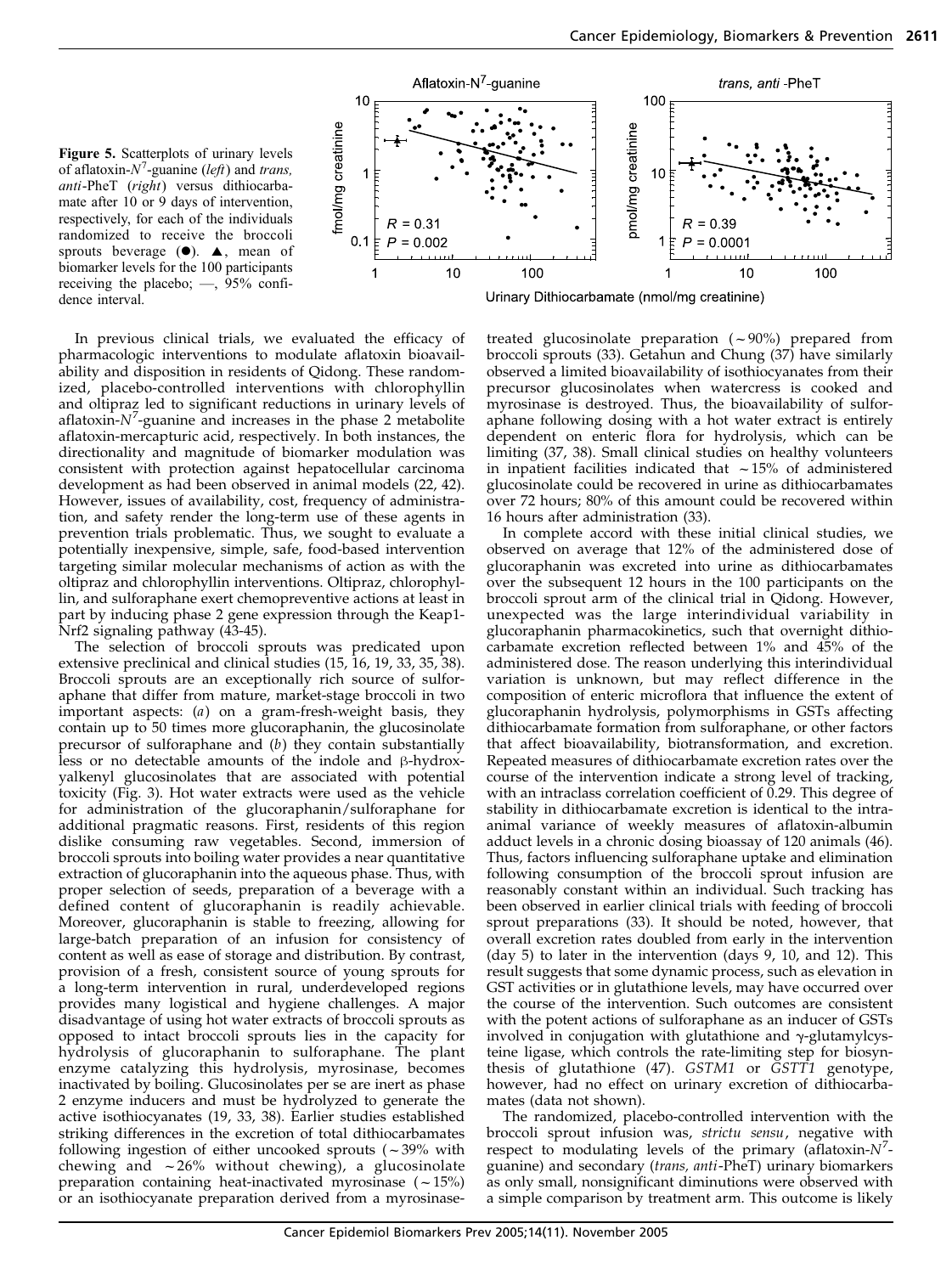**Figure 5.** Scatterplots of urinary levels of aflatoxin-$N^7$-guanine (*left*) and *trans, anti*-PheT (*right*) versus dithiocarbamate after 10 or 9 days of intervention, respectively, for each of the individuals randomized to receive the broccoli sprouts beverage (●). ▲, mean of biomarker levels for the 100 participants receiving the placebo; —, 95% confidence interval.

In previous clinical trials, we evaluated the efficacy of pharmacologic interventions to modulate aflatoxin bioavailability and disposition in residents of Qidong. These randomized, placebo-controlled interventions with chlorophyllin and oltipraz led to significant reductions in urinary levels of aflatoxin-$N^7$-guanine and increases in the phase 2 metabolite aflatoxin-mercapturic acid, respectively. In both instances, the directionality and magnitude of biomarker modulation was consistent with protection against hepatocellular carcinoma development as had been observed in animal models (22, 42). However, issues of availability, cost, frequency of administration, and safety render the long-term use of these agents in prevention trials problematic. Thus, we sought to evaluate a potentially inexpensive, simple, safe, food-based intervention targeting similar molecular mechanisms of action as with the oltipraz and chlorophyllin interventions. Oltipraz, chlorophyllin, and sulforaphane exert chemopreventive actions at least in part by inducing phase 2 gene expression through the Keap1-Nrf2 signaling pathway (43-45).

The selection of broccoli sprouts was predicated upon extensive preclinical and clinical studies (15, 16, 19, 33, 35, 38). Broccoli sprouts are an exceptionally rich source of sulforaphane that differ from mature, market-stage broccoli in two important aspects: (*a*) on a gram-fresh-weight basis, they contain up to 50 times more glucoraphanin, the glucosinolate precursor of sulforaphane and (*b*) they contain substantially less or no detectable amounts of the indole and β-hydroxyalkenyl glucosinolates that are associated with potential toxicity (Fig. 3). Hot water extracts were used as the vehicle for administration of the glucoraphanin/sulforaphane for additional pragmatic reasons. First, residents of this region dislike consuming raw vegetables. Second, immersion of broccoli sprouts into boiling water provides a near quantitative extraction of glucoraphanin into the aqueous phase. Thus, with proper selection of seeds, preparation of a beverage with a defined content of glucoraphanin is readily achievable. Moreover, glucoraphanin is stable to freezing, allowing for large-batch preparation of an infusion for consistency of content as well as ease of storage and distribution. By contrast, provision of a fresh, consistent source of young sprouts for a long-term intervention in rural, underdeveloped regions provides many logistical and hygiene challenges. A major disadvantage of using hot water extracts of broccoli sprouts as opposed to intact broccoli sprouts lies in the capacity for hydrolysis of glucoraphanin to sulforaphane. The plant enzyme catalyzing this hydrolysis, myrosinase, becomes inactivated by boiling. Glucosinolates per se are inert as phase 2 enzyme inducers and must be hydrolyzed to generate the active isothiocyanates (19, 33, 38). Earlier studies established striking differences in the excretion of total dithiocarbamates following ingestion of either uncooked sprouts (~39% with chewing and ~26% without chewing), a glucosinolate preparation containing heat-inactivated myrosinase (~15%) or an isothiocyanate preparation derived from a myrosinase-treated glucosinolate preparation (~90%) prepared from broccoli sprouts (33). Getahun and Chung (37) have similarly observed a limited bioavailability of isothiocyanates from their precursor glucosinolates when watercress is cooked and myrosinase is destroyed. Thus, the bioavailability of sulforaphane following dosing with a hot water extract is entirely dependent on enteric flora for hydrolysis, which can be limiting (37, 38). Small clinical studies on healthy volunteers in inpatient facilities indicated that ~15% of administered glucosinolate could be recovered in urine as dithiocarbamates over 72 hours; 80% of this amount could be recovered within 16 hours after administration (33).

In complete accord with these initial clinical studies, we observed on average that 12% of the administered dose of glucoraphanin was excreted into urine as dithiocarbamates over the subsequent 12 hours in the 100 participants on the broccoli sprout arm of the clinical trial in Qidong. However, unexpected was the large interindividual variability in glucoraphanin pharmacokinetics, such that overnight dithiocarbamate excretion reflected between 1% and 45% of the administered dose. The reason underlying this interindividual variation is unknown, but may reflect difference in the composition of enteric microflora that influence the extent of glucoraphanin hydrolysis, polymorphisms in GSTs affecting dithiocarbamate formation from sulforaphane, or other factors that affect bioavailability, biotransformation, and excretion. Repeated measures of dithiocarbamate excretion rates over the course of the intervention indicate a strong level of tracking, with an intraclass correlation coefficient of 0.29. This degree of stability in dithiocarbamate excretion is identical to the intra-animal variance of weekly measures of aflatoxin-albumin adduct levels in a chronic dosing bioassay of 120 animals (46). Thus, factors influencing sulforaphane uptake and elimination following consumption of the broccoli sprout infusion are reasonably constant within an individual. Such tracking has been observed in earlier clinical trials with feeding of broccoli sprout preparations (33). It should be noted, however, that overall excretion rates doubled from early in the intervention (day 5) to later in the intervention (days 9, 10, and 12). This result suggests that some dynamic process, such as elevation in GST activities or in glutathione levels, may have occurred over the course of the intervention. Such outcomes are consistent with the potent actions of sulforaphane as an inducer of GSTs involved in conjugation with glutathione and γ-glutamylcysteine ligase, which controls the rate-limiting step for biosynthesis of glutathione (47). *GSTM1* or *GSTT1* genotype, however, had no effect on urinary excretion of dithiocarbamates (data not shown).

The randomized, placebo-controlled intervention with the broccoli sprout infusion was, *strictu sensu*, negative with respect to modulating levels of the primary (aflatoxin-$N^7$-guanine) and secondary (*trans, anti*-PheT) urinary biomarkers as only small, nonsignificant diminutions were observed with a simple comparison by treatment arm. This outcome is likely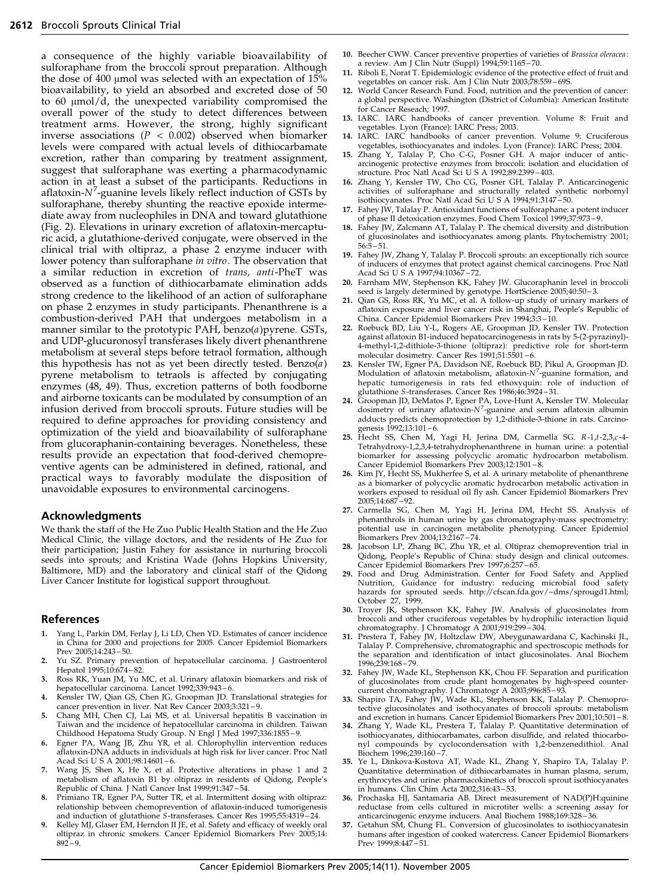a consequence of the highly variable bioavailability of sulforaphane from the broccoli sprout preparation. Although the dose of 400 μmol was selected with an expectation of 15% bioavailability, to yield an absorbed and excreted dose of 50 to 60 μmol/d, the unexpected variability compromised the overall power of the study to detect differences between treatment arms. However, the strong, highly significant inverse associations ($P < 0.002$) observed when biomarker levels were compared with actual levels of dithiocarbamate excretion, rather than comparing by treatment assignment, suggest that sulforaphane was exerting a pharmacodynamic action in at least a subset of the participants. Reductions in aflatoxin-$N^7$-guanine levels likely reflect induction of GSTs by sulforaphane, thereby shunting the reactive epoxide intermediate away from nucleophiles in DNA and toward glutathione (Fig. 2). Elevations in urinary excretion of aflatoxin-mercapturic acid, a glutathione-derived conjugate, were observed in the clinical trial with oltipraz, a phase 2 enzyme inducer with lower potency than sulforaphane *in vitro*. The observation that a similar reduction in excretion of *trans, anti*-PheT was observed as a function of dithiocarbamate elimination adds strong credence to the likelihood of an action of sulforaphane on phase 2 enzymes in study participants. Phenanthrene is a combustion-derived PAH that undergoes metabolism in a manner similar to the prototypic PAH, benzo(*a*)pyrene. GSTs, and UDP-glucuronosyl transferases likely divert phenanthrene metabolism at several steps before tetraol formation, although this hypothesis has not as yet been directly tested. Benzo(*a*) pyrene metabolism to tetraols is affected by conjugating enzymes (48, 49). Thus, excretion patterns of both foodborne and airborne toxicants can be modulated by consumption of an infusion derived from broccoli sprouts. Future studies will be required to define approaches for providing consistency and optimization of the yield and bioavailability of sulforaphane from glucoraphanin-containing beverages. Nonetheless, these results provide an expectation that food-derived chemopreventive agents can be administered in defined, rational, and practical ways to favorably modulate the disposition of unavoidable exposures to environmental carcinogens.

## Acknowledgments

We thank the staff of the He Zuo Public Health Station and the He Zuo Medical Clinic, the village doctors, and the residents of He Zuo for their participation; Justin Fahey for assistance in nurturing broccoli seeds into sprouts; and Kristina Wade (Johns Hopkins University, Baltimore, MD) and the laboratory and clinical staff of the Qidong Liver Cancer Institute for logistical support throughout.

## References

1. Yang L, Parkin DM, Ferlay J, Li LD, Chen YD. Estimates of cancer incidence in China for 2000 and projections for 2005. Cancer Epidemiol Biomarkers Prev 2005;14:243–50.
2. Yu SZ. Primary prevention of hepatocellular carcinoma. J Gastroenterol Hepatol 1995;10:674–82.
3. Ross RK, Yuan JM, Yu MC, et al. Urinary aflatoxin biomarkers and risk of hepatocellular carcinoma. Lancet 1992;339:943–6.
4. Kensler TW, Qian GS, Chen JG, Groopman JD. Translational strategies for cancer prevention in liver. Nat Rev Cancer 2003;3:321–9.
5. Chang MH, Chen CJ, Lai MS, et al. Universal hepatitis B vaccination in Taiwan and the incidence of hepatocellular carcinoma in children. Taiwan Childhood Hepatoma Study Group. N Engl J Med 1997;336:1855–9.
6. Egner PA, Wang JB, Zhu YR, et al. Chlorophyllin intervention reduces aflatoxin-DNA adducts in individuals at high risk for liver cancer. Proc Natl Acad Sci U S A 2001;98:14601–6.
7. Wang JS, Shen X, He X, et al. Protective alterations in phase 1 and 2 metabolism of aflatoxin B1 by oltipraz in residents of Qidong, People's Republic of China. J Natl Cancer Inst 1999;91:347–54.
8. Primiano TR, Egner PA, Sutter TR, et al. Intermittent dosing with oltipraz: relationship between chemoprevention of aflatoxin-induced tumorigenesis and induction of glutathione *S*-transferases. Cancer Res 1995;55:4319–24.
9. Kelley MJ, Glaser EM, Herndon II JE, et al. Safety and efficacy of weekly oral oltipraz in chronic smokers. Cancer Epidemiol Biomarkers Prev 2005;14:892–9.
10. Beecher CWW. Cancer preventive properties of varieties of *Brassica oleracea*: a review. Am J Clin Nutr (Suppl) 1994;59:1165–70.
11. Riboli E, Norat T. Epidemiologic evidence of the protective effect of fruit and vegetables on cancer risk. Am J Clin Nutr 2003;78:559–69S.
12. World Cancer Research Fund. Food, nutrition and the prevention of cancer: a global perspective. Washington (District of Columbia): American Institute for Cancer Reseach; 1997.
13. IARC. IARC handbooks of cancer prevention. Volume 8: Fruit and vegetables. Lyon (France): IARC Press; 2003.
14. IARC. IARC handbooks of cancer prevention. Volume 9: Cruciferous vegetables, isothiocyanates and indoles. Lyon (France): IARC Press; 2004.
15. Zhang Y, Talalay P, Cho C-G, Posner GH. A major inducer of anticarcinogenic protective enzymes from broccoli: isolation and elucidation of structure. Proc Natl Acad Sci U S A 1992;89:2399–403.
16. Zhang Y, Kensler TW, Cho CG, Posner GH, Talalay P. Anticarcinogenic activities of sulforaphane and structurally related synthetic norbornyl isothiocyanates. Proc Natl Acad Sci U S A 1994;91:3147–50.
17. Fahey JW, Talalay P. Antioxidant functions of sulforaphane: a potent inducer of phase II detoxication enzymes. Food Chem Toxicol 1999;37:973–9.
18. Fahey JW, Zalcmann AT, Talalay P. The chemical diversity and distribution of glucosinolates and isothiocyanates among plants. Phytochemistry 2001;56:5–51.
19. Fahey JW, Zhang Y, Talalay P. Broccoli sprouts: an exceptionally rich source of inducers of enzymes that protect against chemical carcinogens. Proc Natl Acad Sci U S A 1997;94:10367–72.
20. Farnham MW, Stephenson KK, Fahey JW. Glucoraphanin level in broccoli seed is largely determined by genotype. HortScience 2005;40:50–3.
21. Qian GS, Ross RK, Yu MC, et al. A follow-up study of urinary markers of aflatoxin exposure and liver cancer risk in Shanghai, People's Republic of China. Cancer Epidemiol Biomarkers Prev 1994;3:3–10.
22. Roebuck BD, Liu Y-L, Rogers AE, Groopman JD, Kensler TW. Protection against aflatoxin B1-induced hepatocarcinogenesis in rats by 5-(2-pyrazinyl)-4-methyl-1,2-dithiole-3-thione (oltipraz): predictive role for short-term molecular dosimetry. Cancer Res 1991;51:5501–6.
23. Kensler TW, Egner PA, Davidson NE, Roebuck BD, Pikul A, Groopman JD. Modulation of aflatoxin metabolism, aflatoxin-$N^7$-guanine formation, and hepatic tumorigenesis in rats fed ethoxyquin: role of induction of glutathione *S*-transferases. Cancer Res 1986;46:3924–31.
24. Groopman JD, DeMatos P, Egner PA, Love-Hunt A, Kensler TW. Molecular dosimetry of urinary aflatoxin-$N^7$-guanine and serum aflatoxin albumin adducts predicts chemoprotection by 1,2-dithiole-3-thione in rats. Carcinogenesis 1992;13:101–6.
25. Hecht SS, Chen M, Yagi H, Jerina DM, Carmella SG. *R*-1,*t*-2,3,*c*-4-Tetrahydroxy-1,2,3,4-tetrahydrophenanthrene in human urine: a potential biomarker for assessing polycyclic aromatic hydrocarbon metabolism. Cancer Epidemiol Biomarkers Prev 2003;12:1501–8.
26. Kim JY, Hecht SS, Mukherfee S, et al. A urinary metabolite of phenanthrene as a biomarker of polycyclic aromatic hydrocarbon metabolic activation in workers exposed to residual oil fly ash. Cancer Epidemiol Biomarkers Prev 2005;14:687–92.
27. Carmella SG, Chen M, Yagi H, Jerina DM, Hecht SS. Analysis of phenanthrols in human urine by gas chromatography-mass spectrometry: potential use in carcinogen metabolite phenotyping. Cancer Epidemiol Biomarkers Prev 2004;13:2167–74.
28. Jacobson LP, Zhang BC, Zhu YR, et al. Oltipraz chemoprevention trial in Qidong, People's Republic of China: study design and clinical outcomes. Cancer Epidemiol Biomarkers Prev 1997;6:257–65.
29. Food and Drug Administration. Center for Food Safety and Applied Nutrition, Guidance for industry: reducing microbial food safety hazards for sprouted seeds. http://cfscan.fda.gov/~dms/sprougd1.html; October 27, 1999.
30. Troyer JK, Stephenson KK, Fahey JW. Analysis of glucosinolates from broccoli and other cruciferous vegetables by hydrophilic interaction liquid chromatography. J Chromatogr A 2001;919:299–304.
31. Prestera T, Fahey JW, Holtzclaw DW, Abeygunawardana C, Kachinski JL, Talalay P. Comprehensive, chromatographic and spectroscopic methods for the separation and identification of intact glucosinolates. Anal Biochem 1996;239:168–79.
32. Fahey JW, Wade KL, Stephenson KK, Chou FF. Separation and purification of glucosinolates from crude plant homogenates by high-speed counter-current chromatography. J Chromatogr A 2003;996:85–93.
33. Shapiro TA, Fahey JW, Wade KL, Stephenson KK, Talalay P. Chemoprotective glucosinolates and isothocyanates of broccoli sprouts: metabolism and excretion in humans. Cancer Epidemiol Biomarkers Prev 2001;10:501–8.
34. Zhang Y, Wade KL, Prestera T, Talalay P. Quantitative determination of isothiocyanates, dithiocarbamates, carbon disulfide, and related thiocarbonyl compounds by cyclocondensation with 1,2-benzenedithiol. Anal Biochem 1996;239:160–7.
35. Ye L, Dinkova-Kostova AT, Wade KL, Zhang Y, Shapiro TA, Talalay P. Quantitative determination of dithiocarbamates in human plasma, serum, erythrocytes and urine: pharmacokinetics of broccoli sprout isothiocyanates in humans. Clin Chim Acta 2002;316:43–53.
36. Prochaska HJ, Santamaria AB. Direct measurement of NAD(P)H:quinine reductase from cells cultured in microtiter wells: a screening assay for anticarcinogenic enzyme inducers. Anal Biochem 1988;169:328–36.
37. Getahun SM, Chung FL. Conversion of glucosinolates to isothiocyanatesin humans after ingestion of cooked watercress. Cancer Epidemiol Biomarkers Prev 1999;8:447–51.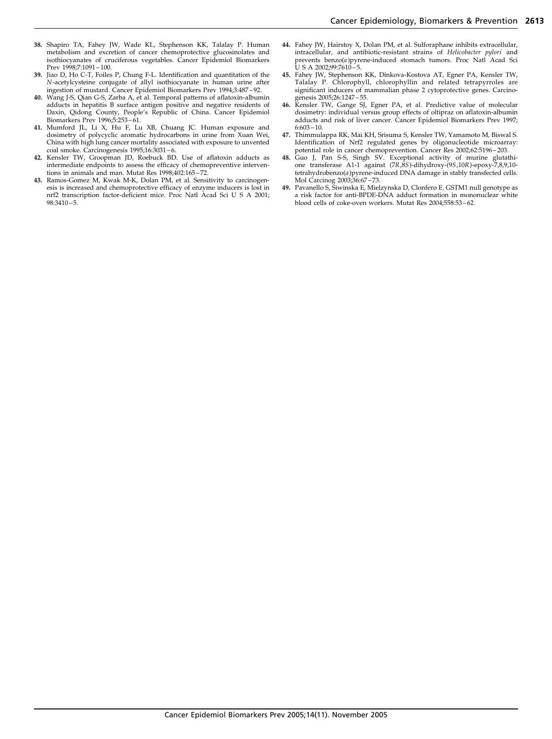38. Shapiro TA, Fahey JW, Wade KL, Stephenson KK, Talalay P. Human metabolism and excretion of cancer chemoprotective glucosinolates and isothiocyanates of cruciferous vegetables. Cancer Epidemiol Biomarkers Prev 1998;7:1091–100.
39. Jiao D, Ho C-T, Foiles P, Chung F-L. Identification and quantitation of the *N*-acetylcysteine conjugate of allyl isothiocyanate in human urine after ingestion of mustard. Cancer Epidemiol Biomarkers Prev 1994;3:487–92.
40. Wang J-S, Qian G-S, Zarba A, et al. Temporal patterns of aflatoxin-albumin adducts in hepatitis B surface antigen positive and negative residents of Daxin, Qidong County, People's Republic of China. Cancer Epidemiol Biomarkers Prev 1996;5:253–61.
41. Mumford JL, Li X, Hu F, Lu XB, Chuang JC. Human exposure and dosimetry of polycyclic aromatic hydrocarbons in urine from Xuan Wei, China with high lung cancer mortality associated with exposure to unvented coal smoke. Carcinogenesis 1995;16:3031–6.
42. Kensler TW, Groopman JD, Roebuck BD. Use of aflatoxin adducts as intermediate endpoints to assess the efficacy of chemopreventive interventions in animals and man. Mutat Res 1998;402:165–72.
43. Ramos-Gomez M, Kwak M-K, Dolan PM, et al. Sensitivity to carcinogenesis is increased and chemoprotective efficacy of enzyme inducers is lost in nrf2 transcription factor-deficient mice. Proc Natl Acad Sci U S A 2001;98:3410–5.
44. Fahey JW, Hairstoy X, Dolan PM, et al. Sulforaphane inhibits extracellular, intracellular, and antibiotic-resistant strains of *Helicobacter pylori* and prevents benzo(*a*)pyrene-induced stomach tumors. Proc Natl Acad Sci U S A 2002;99:7610–5.
45. Fahey JW, Stephenson KK, Dinkova-Kostova AT, Egner PA, Kensler TW, Talalay P. Chlorophyll, chlorophyllin and related tetrapyrroles are significant inducers of mammalian phase 2 cytoprotective genes. Carcinogenesis 2005;26:1247–55.
46. Kensler TW, Gange SJ, Egner PA, et al. Predictive value of molecular dosimetry: individual versus group effects of oltipraz on aflatoxin-albumin adducts and risk of liver cancer. Cancer Epidemiol Biomarkers Prev 1997;6:603–10.
47. Thimmulappa RK, Mai KH, Srisuma S, Kensler TW, Yamamoto M, Biswal S. Identification of Nrf2 regulated genes by oligonucleotide microarray: potential role in cancer chemoprevention. Cancer Res 2002;62:5196–203.
48. Guo J, Pan S-S, Singh SV. Exceptional activity of murine glutathione transferase A1-1 against (7*R*,8*S*)-dihydroxy-(9*S*,10*R*)-epoxy-7,8,9,10-tetrahydrobenzo(*a*)pyrene-induced DNA damage in stably transfected cells. Mol Carcinog 2003;36:67–73.
49. Pavanello S, Siwinska E, Mielzynska D, Clonfero E. GSTM1 null genotype as a risk factor for anti-BPDE-DNA adduct formation in mononuclear white blood cells of coke-oven workers. Mutat Res 2004;558:53–62.